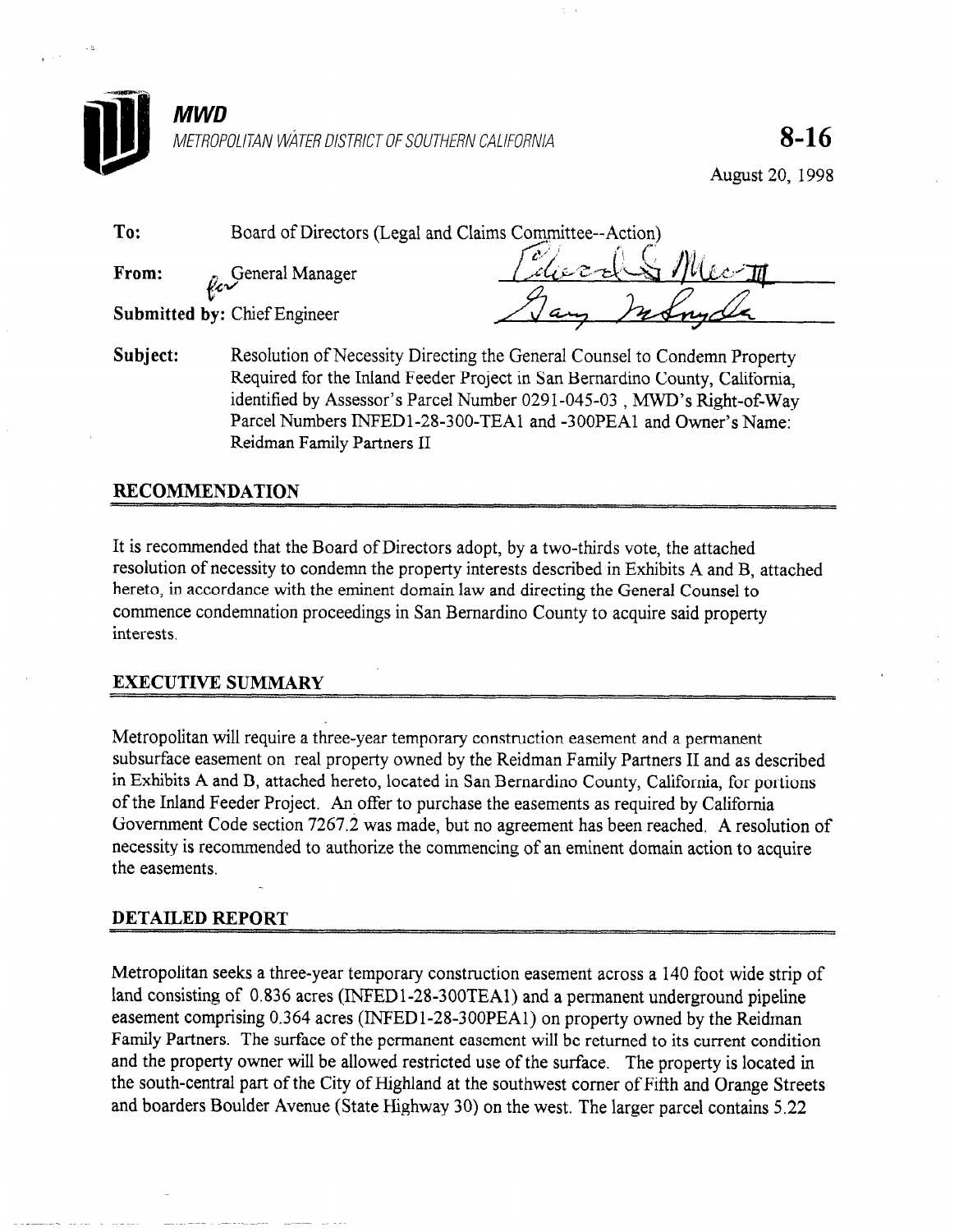**MWD**

METROPOLITAN WATER DISTRICT OF SOUTHERN CALIFORNIA

**8-16**

August 20, 1998

**To:** Board of Directors (Legal and Claims Committee--Action)

**From:** General Manager

**Submitted by:** Chief Engineer

**Subject:** Resolution of Necessity Directing the General Counsel to Condemn Property Required for the Inland Feeder Project in San Bernardino County, California, identified by Assessor's Parcel Number 0291-045-03 , MWD's Right-of-Way Parcel Numbers INFED1-28-300-TEA1 and -300PEA1 and Owner's Name: Reidman Family Partners II

## RECOMMENDATION

It is recommended that the Board of Directors adopt, by a two-thirds vote, the attached resolution of necessity to condemn the property interests described in Exhibits A and B, attached hereto, in accordance with the eminent domain law and directing the General Counsel to commence condemnation proceedings in San Bernardino County to acquire said property interests.

## EXECUTIVE SUMMARY

Metropolitan will require a three-year temporary construction easement and a permanent subsurface easement on real property owned by the Reidman Family Partners II and as described in Exhibits A and B, attached hereto, located in San Bernardino County, California, for portions of the Inland Feeder Project. An offer to purchase the easements as required by California Government Code section 7267.2 was made, but no agreement has been reached. A resolution of necessity is recommended to authorize the commencing of an eminent domain action to acquire the easements.

## DETAILED REPORT

Metropolitan seeks a three-year temporary construction easement across a 140 foot wide strip of land consisting of 0.836 acres (INFED1-28-300TEA1) and a permanent underground pipeline easement comprising 0.364 acres (INFED1-28-300PEA1) on property owned by the Reidman Family Partners. The surface of the permanent easement will be returned to its current condition and the property owner will be allowed restricted use of the surface. The property is located in the south-central part of the City of Highland at the southwest corner of Fifth and Orange Streets and boarders Boulder Avenue (State Highway 30) on the west. The larger parcel contains 5.22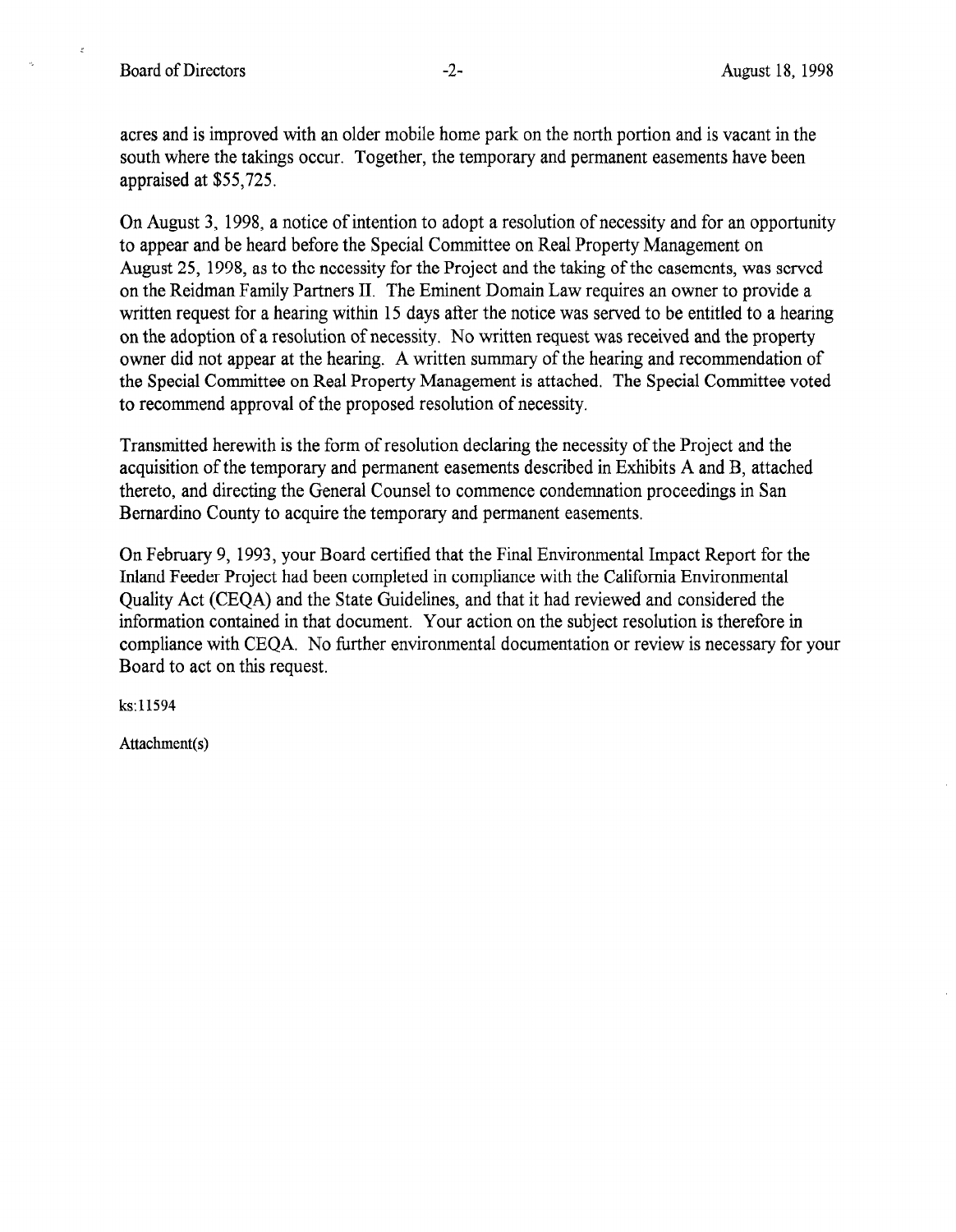acres and is improved with an older mobile home park on the north portion and is vacant in the south where the takings occur. Together, the temporary and permanent easements have been appraised at $55,725.

On August 3, 1998, a notice of intention to adopt a resolution of necessity and for an opportunity to appear and be heard before the Special Committee on Real Property Management on August 25, 1998, as to the necessity for the Project and the taking of the easements, was served on the Reidman Family Partners II. The Eminent Domain Law requires an owner to provide a written request for a hearing within 15 days after the notice was served to be entitled to a hearing on the adoption of a resolution of necessity. No written request was received and the property owner did not appear at the hearing. A written summary of the hearing and recommendation of the Special Committee on Real Property Management is attached. The Special Committee voted to recommend approval of the proposed resolution of necessity.

Transmitted herewith is the form of resolution declaring the necessity of the Project and the acquisition of the temporary and permanent easements described in Exhibits A and B, attached thereto, and directing the General Counsel to commence condemnation proceedings in San Bernardino County to acquire the temporary and permanent easements.

On February 9, 1993, your Board certified that the Final Environmental Impact Report for the Inland Feeder Project had been completed in compliance with the California Environmental Quality Act (CEQA) and the State Guidelines, and that it had reviewed and considered the information contained in that document. Your action on the subject resolution is therefore in compliance with CEQA. No further environmental documentation or review is necessary for your Board to act on this request.

ks:11594

Attachment(s)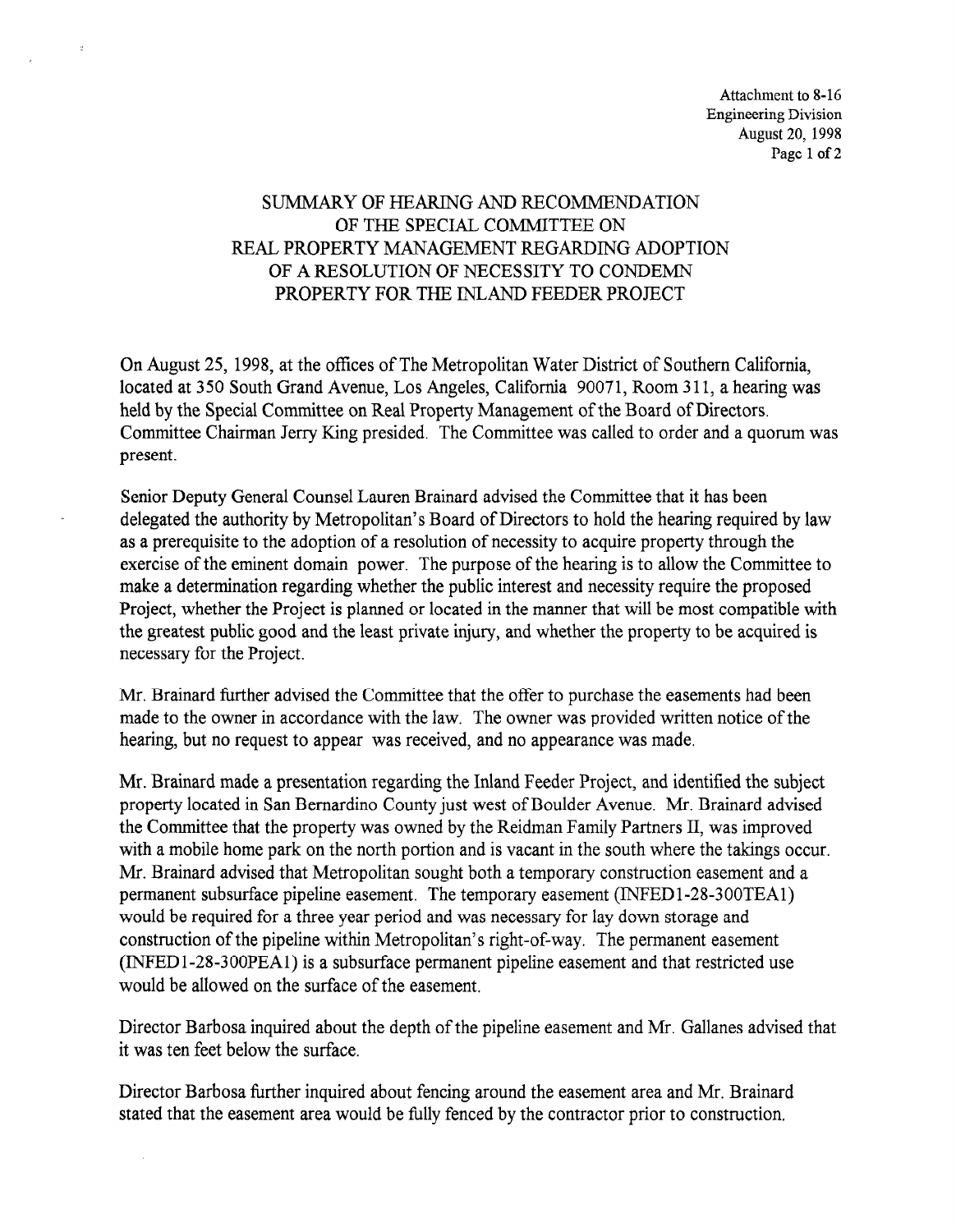Attachment to 8-16
Engineering Division
August 20, 1998

## SUMMARY OF HEARING AND RECOMMENDATION OF THE SPECIAL COMMITTEE ON REAL PROPERTY MANAGEMENT REGARDING ADOPTION OF A RESOLUTION OF NECESSITY TO CONDEMN PROPERTY FOR THE INLAND FEEDER PROJECT

On August 25, 1998, at the offices of The Metropolitan Water District of Southern California, located at 350 South Grand Avenue, Los Angeles, California 90071, Room 311, a hearing was held by the Special Committee on Real Property Management of the Board of Directors. Committee Chairman Jerry King presided. The Committee was called to order and a quorum was present.

Senior Deputy General Counsel Lauren Brainard advised the Committee that it has been delegated the authority by Metropolitan's Board of Directors to hold the hearing required by law as a prerequisite to the adoption of a resolution of necessity to acquire property through the exercise of the eminent domain power. The purpose of the hearing is to allow the Committee to make a determination regarding whether the public interest and necessity require the proposed Project, whether the Project is planned or located in the manner that will be most compatible with the greatest public good and the least private injury, and whether the property to be acquired is necessary for the Project.

Mr. Brainard further advised the Committee that the offer to purchase the easements had been made to the owner in accordance with the law. The owner was provided written notice of the hearing, but no request to appear was received, and no appearance was made.

Mr. Brainard made a presentation regarding the Inland Feeder Project, and identified the subject property located in San Bernardino County just west of Boulder Avenue. Mr. Brainard advised the Committee that the property was owned by the Reidman Family Partners II, was improved with a mobile home park on the north portion and is vacant in the south where the takings occur. Mr. Brainard advised that Metropolitan sought both a temporary construction easement and a permanent subsurface pipeline easement. The temporary easement (INFED1-28-300TEA1) would be required for a three year period and was necessary for lay down storage and construction of the pipeline within Metropolitan's right-of-way. The permanent easement (INFED1-28-300PEA1) is a subsurface permanent pipeline easement and that restricted use would be allowed on the surface of the easement.

Director Barbosa inquired about the depth of the pipeline easement and Mr. Gallanes advised that it was ten feet below the surface.

Director Barbosa further inquired about fencing around the easement area and Mr. Brainard stated that the easement area would be fully fenced by the contractor prior to construction.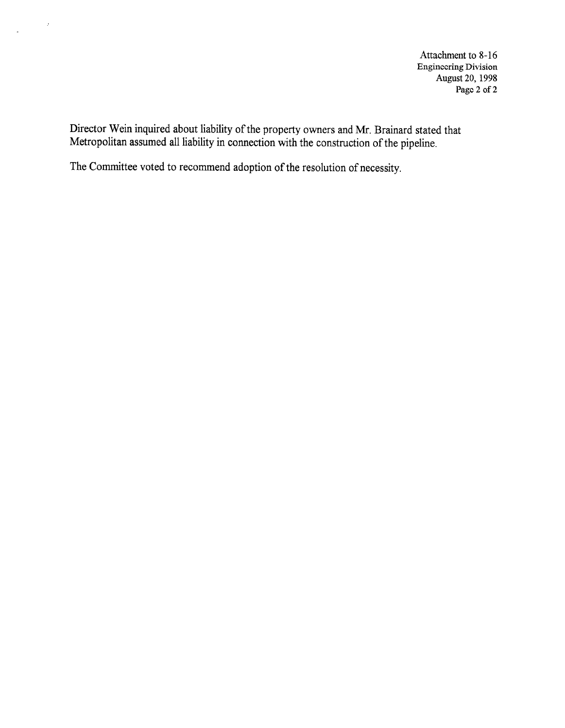Director Wein inquired about liability of the property owners and Mr. Brainard stated that Metropolitan assumed all liability in connection with the construction of the pipeline.

The Committee voted to recommend adoption of the resolution of necessity.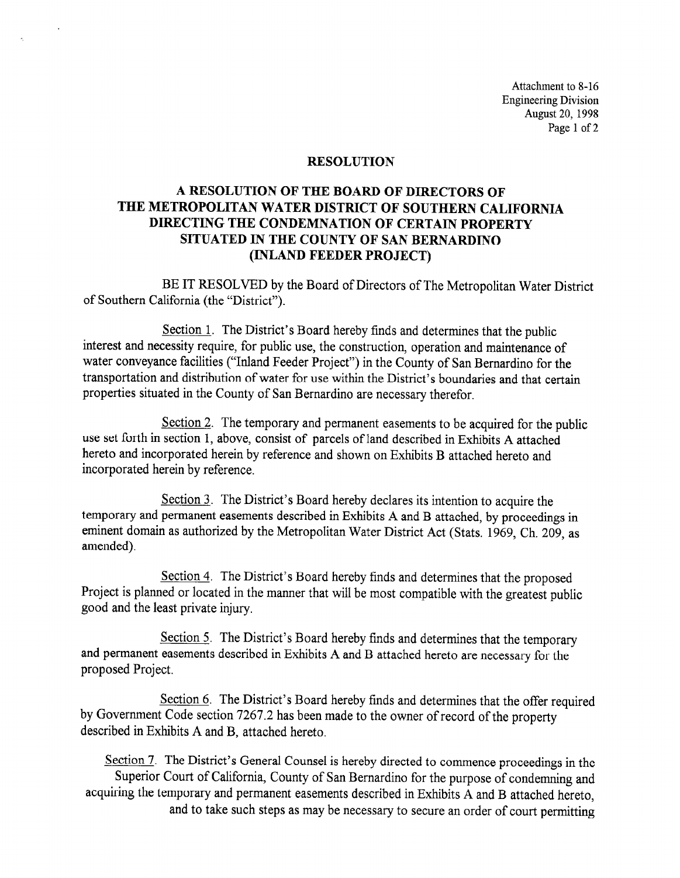Attachment to 8-16
Engineering Division
August 20, 1998

# RESOLUTION

## A RESOLUTION OF THE BOARD OF DIRECTORS OF THE METROPOLITAN WATER DISTRICT OF SOUTHERN CALIFORNIA DIRECTING THE CONDEMNATION OF CERTAIN PROPERTY SITUATED IN THE COUNTY OF SAN BERNARDINO (INLAND FEEDER PROJECT)

BE IT RESOLVED by the Board of Directors of The Metropolitan Water District of Southern California (the "District").

Section 1. The District's Board hereby finds and determines that the public interest and necessity require, for public use, the construction, operation and maintenance of water conveyance facilities ("Inland Feeder Project") in the County of San Bernardino for the transportation and distribution of water for use within the District's boundaries and that certain properties situated in the County of San Bernardino are necessary therefor.

Section 2. The temporary and permanent easements to be acquired for the public use set forth in section 1, above, consist of parcels of land described in Exhibits A attached hereto and incorporated herein by reference and shown on Exhibits B attached hereto and incorporated herein by reference.

Section 3. The District's Board hereby declares its intention to acquire the temporary and permanent easements described in Exhibits A and B attached, by proceedings in eminent domain as authorized by the Metropolitan Water District Act (Stats. 1969, Ch. 209, as amended).

Section 4. The District's Board hereby finds and determines that the proposed Project is planned or located in the manner that will be most compatible with the greatest public good and the least private injury.

Section 5. The District's Board hereby finds and determines that the temporary and permanent easements described in Exhibits A and B attached hereto are necessary for the proposed Project.

Section 6. The District's Board hereby finds and determines that the offer required by Government Code section 7267.2 has been made to the owner of record of the property described in Exhibits A and B, attached hereto.

Section 7. The District's General Counsel is hereby directed to commence proceedings in the Superior Court of California, County of San Bernardino for the purpose of condemning and acquiring the temporary and permanent easements described in Exhibits A and B attached hereto, and to take such steps as may be necessary to secure an order of court permitting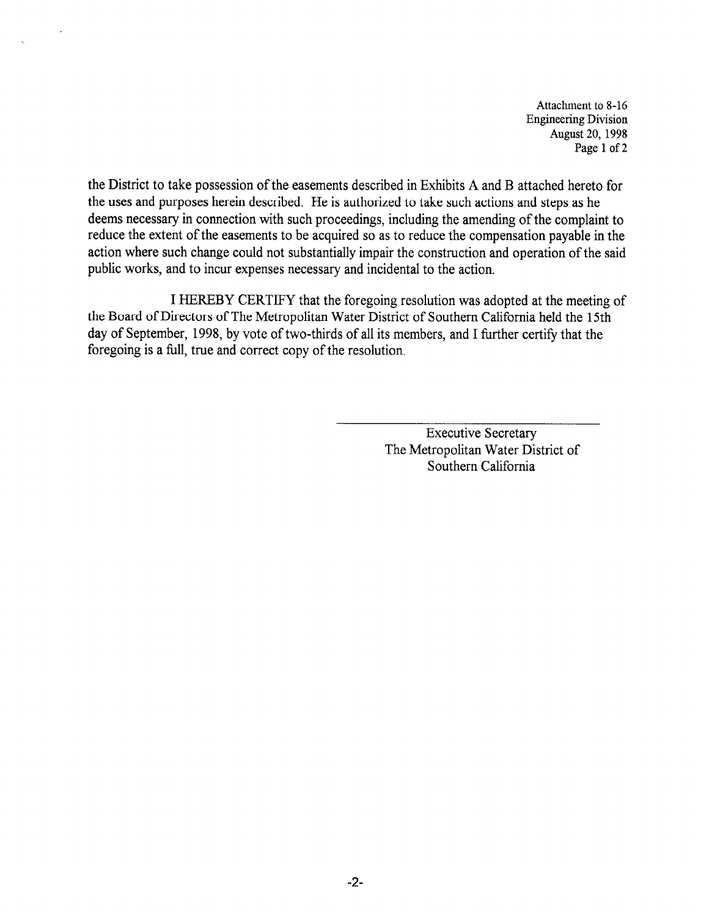the District to take possession of the easements described in Exhibits A and B attached hereto for the uses and purposes herein described. He is authorized to take such actions and steps as he deems necessary in connection with such proceedings, including the amending of the complaint to reduce the extent of the easements to be acquired so as to reduce the compensation payable in the action where such change could not substantially impair the construction and operation of the said public works, and to incur expenses necessary and incidental to the action.

I HEREBY CERTIFY that the foregoing resolution was adopted at the meeting of the Board of Directors of The Metropolitan Water District of Southern California held the 15th day of September, 1998, by vote of two-thirds of all its members, and I further certify that the foregoing is a full, true and correct copy of the resolution.

Executive Secretary
The Metropolitan Water District of
Southern California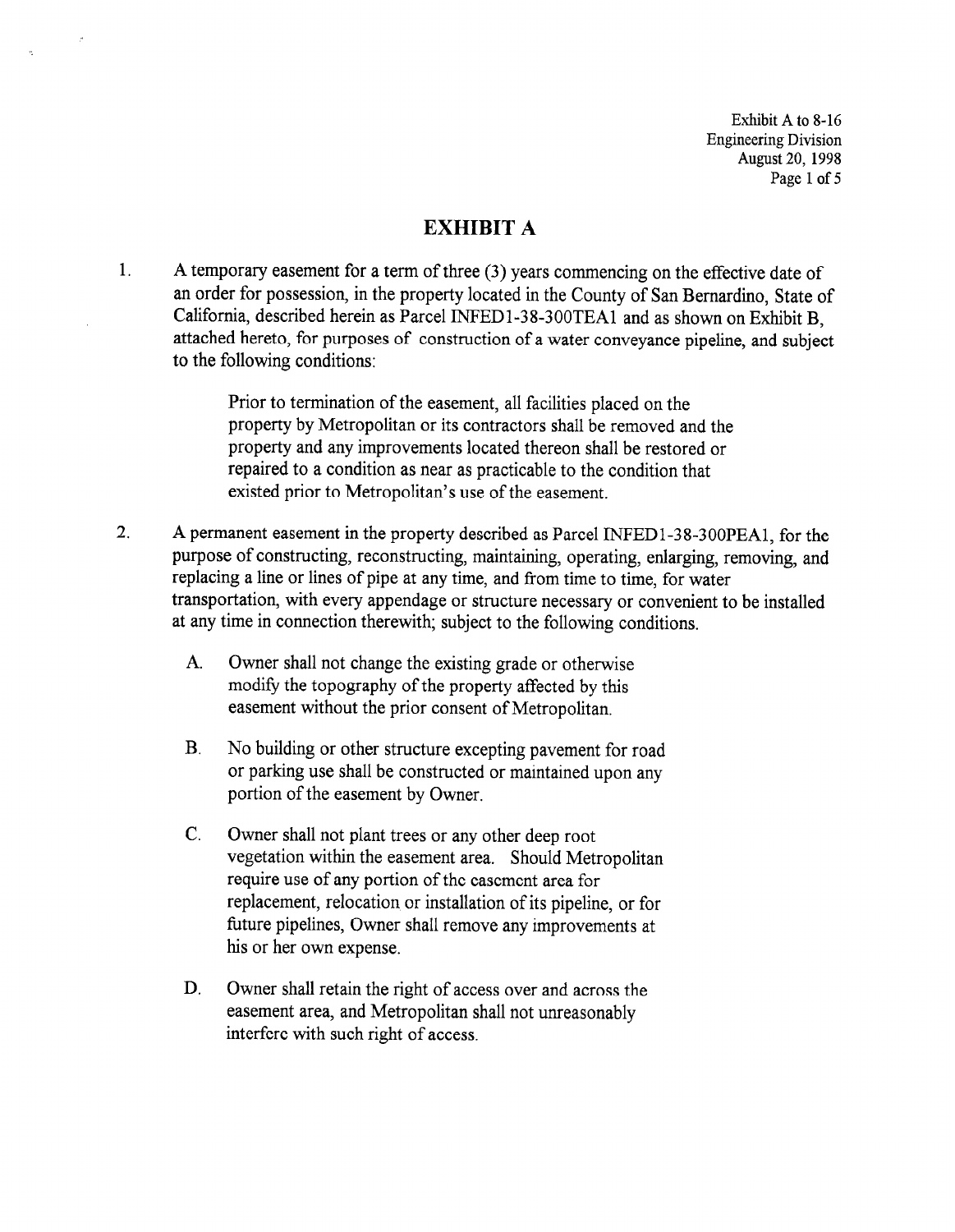Exhibit A to 8-16
Engineering Division
August 20, 1998

# EXHIBIT A

1. A temporary easement for a term of three (3) years commencing on the effective date of an order for possession, in the property located in the County of San Bernardino, State of California, described herein as Parcel INFED1-38-300TEA1 and as shown on Exhibit B, attached hereto, for purposes of construction of a water conveyance pipeline, and subject to the following conditions:

   Prior to termination of the easement, all facilities placed on the property by Metropolitan or its contractors shall be removed and the property and any improvements located thereon shall be restored or repaired to a condition as near as practicable to the condition that existed prior to Metropolitan's use of the easement.

2. A permanent easement in the property described as Parcel INFED1-38-300PEA1, for the purpose of constructing, reconstructing, maintaining, operating, enlarging, removing, and replacing a line or lines of pipe at any time, and from time to time, for water transportation, with every appendage or structure necessary or convenient to be installed at any time in connection therewith; subject to the following conditions.

   A. Owner shall not change the existing grade or otherwise modify the topography of the property affected by this easement without the prior consent of Metropolitan.

   B. No building or other structure excepting pavement for road or parking use shall be constructed or maintained upon any portion of the easement by Owner.

   C. Owner shall not plant trees or any other deep root vegetation within the easement area. Should Metropolitan require use of any portion of the easement area for replacement, relocation or installation of its pipeline, or for future pipelines, Owner shall remove any improvements at his or her own expense.

   D. Owner shall retain the right of access over and across the easement area, and Metropolitan shall not unreasonably interfere with such right of access.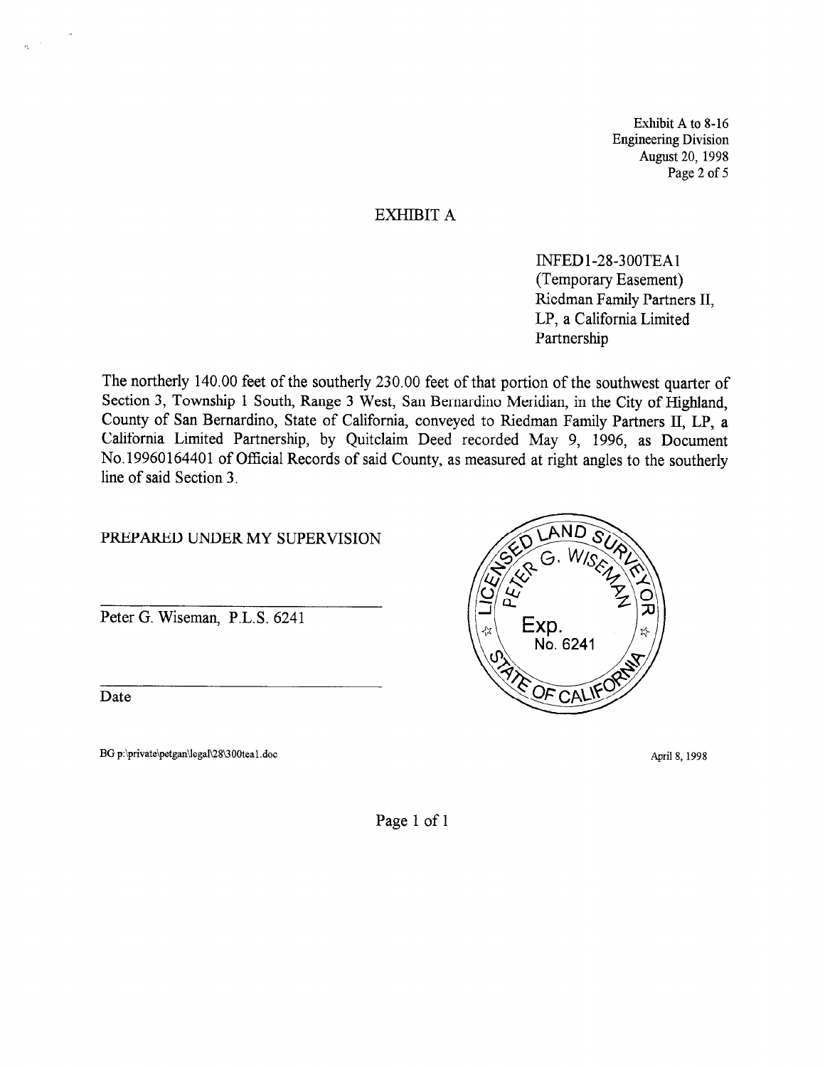Exhibit A to 8-16
Engineering Division
August 20, 1998

# EXHIBIT A

INFED1-28-300TEA1
(Temporary Easement)
Riedman Family Partners II, LP, a California Limited Partnership

The northerly 140.00 feet of the southerly 230.00 feet of that portion of the southwest quarter of Section 3, Township 1 South, Range 3 West, San Bernardino Meridian, in the City of Highland, County of San Bernardino, State of California, conveyed to Riedman Family Partners II, LP, a California Limited Partnership, by Quitclaim Deed recorded May 9, 1996, as Document No.19960164401 of Official Records of said County, as measured at right angles to the southerly line of said Section 3.

PREPARED UNDER MY SUPERVISION

Peter G. Wiseman, P.L.S. 6241

Date

LICENSED LAND SURVEYOR
PETER G. WISEMAN
Exp.
No. 6241
STATE OF CALIFORNIA

BG p:\private\petgan\legal\28\300tea1.doc

April 8, 1998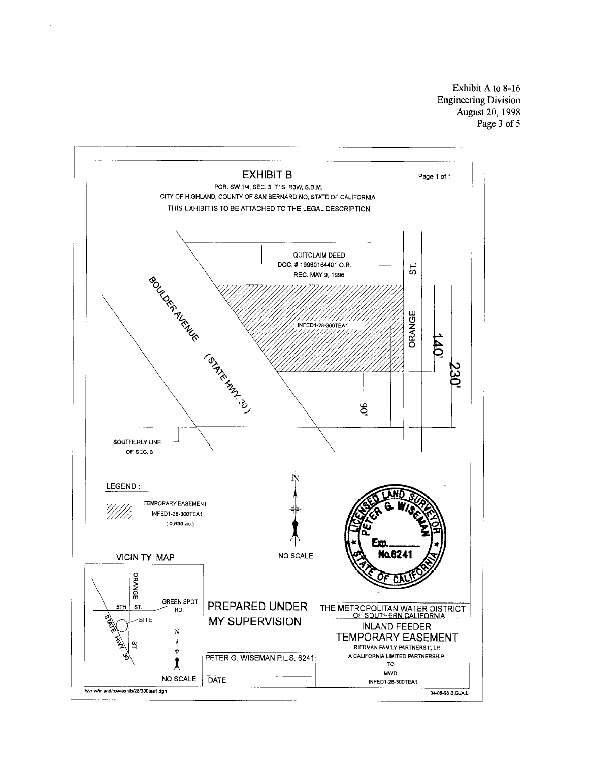Exhibit A to 8-16
Engineering Division
August 20, 1998
Page 3 of 5

# EXHIBIT B

Page 1 of 1

POR. SW 1/4, SEC. 3, T1S, R3W, S.B.M.
CITY OF HIGHLAND, COUNTY OF SAN BERNARDINO, STATE OF CALIFORNIA
THIS EXHIBIT IS TO BE ATTACHED TO THE LEGAL DESCRIPTION

QUITCLAIM DEED
DOC. # 19960164401 O.R.
REC. MAY 9, 1996

BOULDER AVENUE (STATE HWY. 30)

INFED1-28-300TEA1

ORANGE ST.

140'

230'

90'

SOUTHERLY LINE OF SEC. 3

N

NO SCALE

LEGEND:

TEMPORARY EASEMENT
INFED1-28-300TEA1
(0.636 ac.)

LICENSED LAND SURVEYOR
PETER G. WISEMAN
Exp.
No.6241
STATE OF CALIFORNIA

## VICINITY MAP

ORANGE ST.
5TH ST.
GREEN SPOT RD.
SITE
STATE HWY. 30

NO SCALE

PREPARED UNDER MY SUPERVISION

PETER G. WISEMAN P.L.S. 6241

DATE

THE METROPOLITAN WATER DISTRICT OF SOUTHERN CALIFORNIA
INLAND FEEDER
TEMPORARY EASEMENT
RIEDMAN FAMILY PARTNERS II, LP,
A CALIFORNIA LIMITED PARTNERSHIP
TO
MWD
INFED1-28-300TEA1

/svrrw/inland/row/exhib/28/300tea1.dgn

04-08-98 B.G./A.L.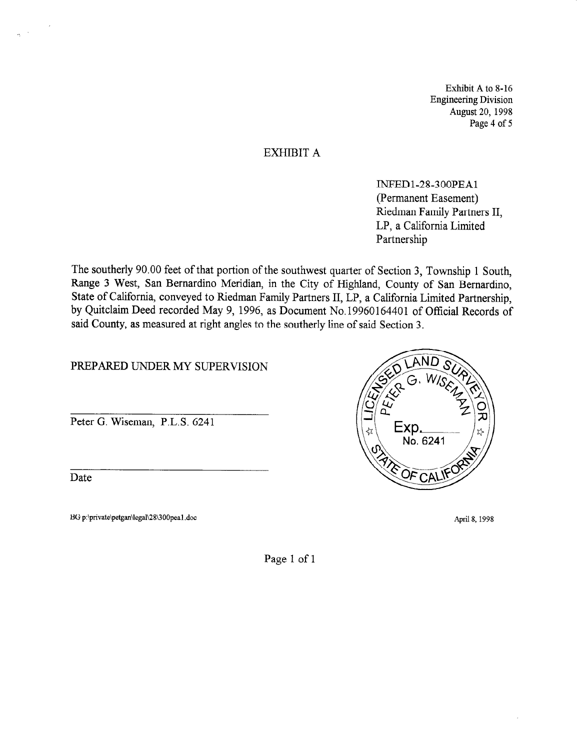Exhibit A to 8-16
Engineering Division
August 20, 1998
Page 4 of 5

# EXHIBIT A

INFED1-28-300PEA1
(Permanent Easement)
Riedman Family Partners II, LP, a California Limited Partnership

The southerly 90.00 feet of that portion of the southwest quarter of Section 3, Township 1 South, Range 3 West, San Bernardino Meridian, in the City of Highland, County of San Bernardino, State of California, conveyed to Riedman Family Partners II, LP, a California Limited Partnership, by Quitclaim Deed recorded May 9, 1996, as Document No.19960164401 of Official Records of said County, as measured at right angles to the southerly line of said Section 3.

PREPARED UNDER MY SUPERVISION

Peter G. Wiseman, P.L.S. 6241

Date

LICENSED LAND SURVEYOR
PETER G. WISEMAN
Exp. ______
No. 6241
STATE OF CALIFORNIA

BG p:\private\petgan\legal\28\300pea1.doc

April 8, 1998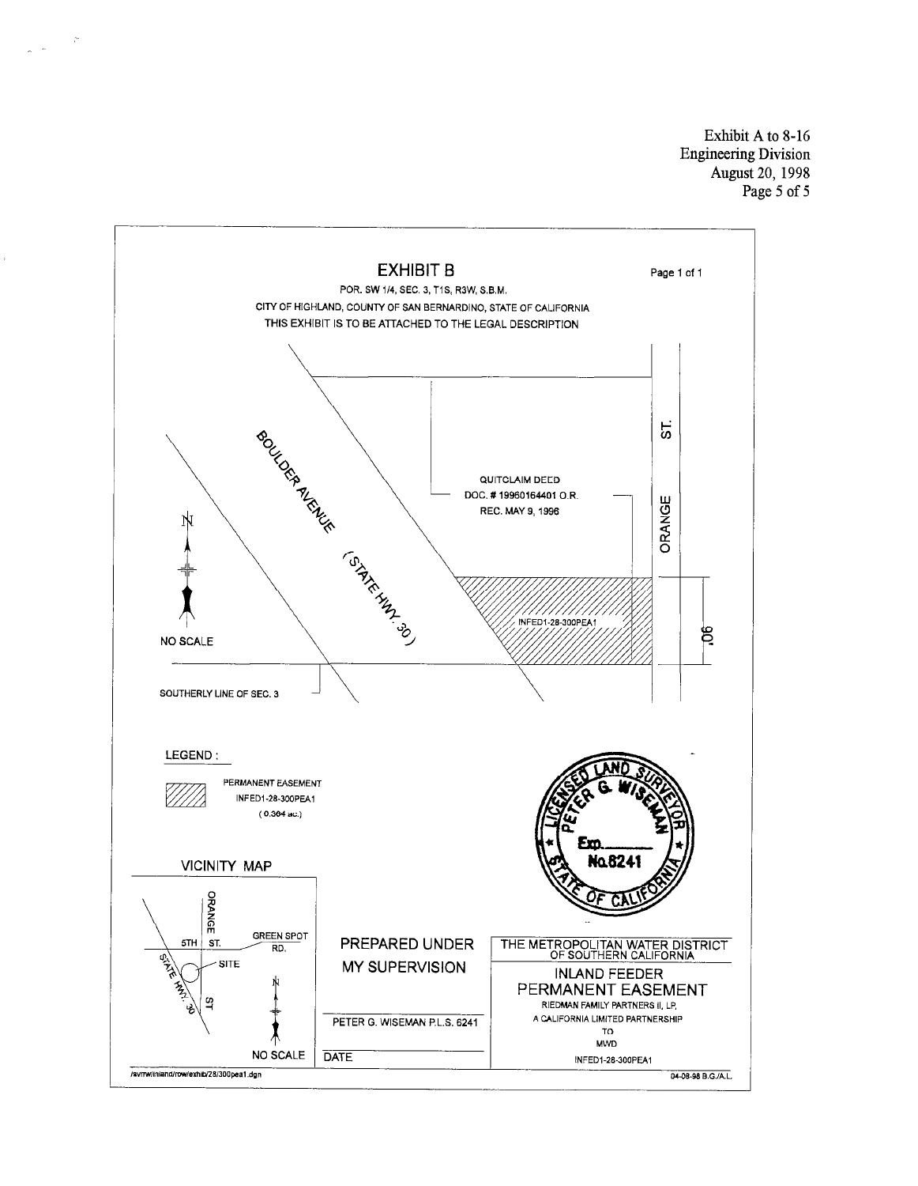Exhibit A to 8-16
Engineering Division
August 20, 1998
Page 5 of 5

# EXHIBIT B

Page 1 of 1

POR. SW 1/4, SEC. 3, T1S, R3W, S.B.M.
CITY OF HIGHLAND, COUNTY OF SAN BERNARDINO, STATE OF CALIFORNIA
THIS EXHIBIT IS TO BE ATTACHED TO THE LEGAL DESCRIPTION

BOULDER AVENUE (STATE HWY. 30)

ORANGE ST.

QUITCLAIM DEED
DOC. # 19960164401 O.R.
REC. MAY 9, 1996

INFED1-28-300PEA1

90'

NO SCALE

SOUTHERLY LINE OF SEC. 3

LEGEND:

PERMANENT EASEMENT
INFED1-28-300PEA1
(0.364 ac.)

VICINITY MAP

ORANGE ST
5TH ST.
GREEN SPOT RD.
SITE
STATE HWY. 30

NO SCALE

LICENSED LAND SURVEYOR
PETER G. WISEMAN
Exp. ______
No. 6241
STATE OF CALIFORNIA

PREPARED UNDER MY SUPERVISION

PETER G. WISEMAN P.L.S. 6241

DATE

THE METROPOLITAN WATER DISTRICT OF SOUTHERN CALIFORNIA

INLAND FEEDER
PERMANENT EASEMENT
RIEDMAN FAMILY PARTNERS II, LP,
A CALIFORNIA LIMITED PARTNERSHIP
TO
MWD
INFED1-28-300PEA1

/svmwi/inland/row/exhib/28/300pea1.dgn

04-08-98 B.G./A.L.